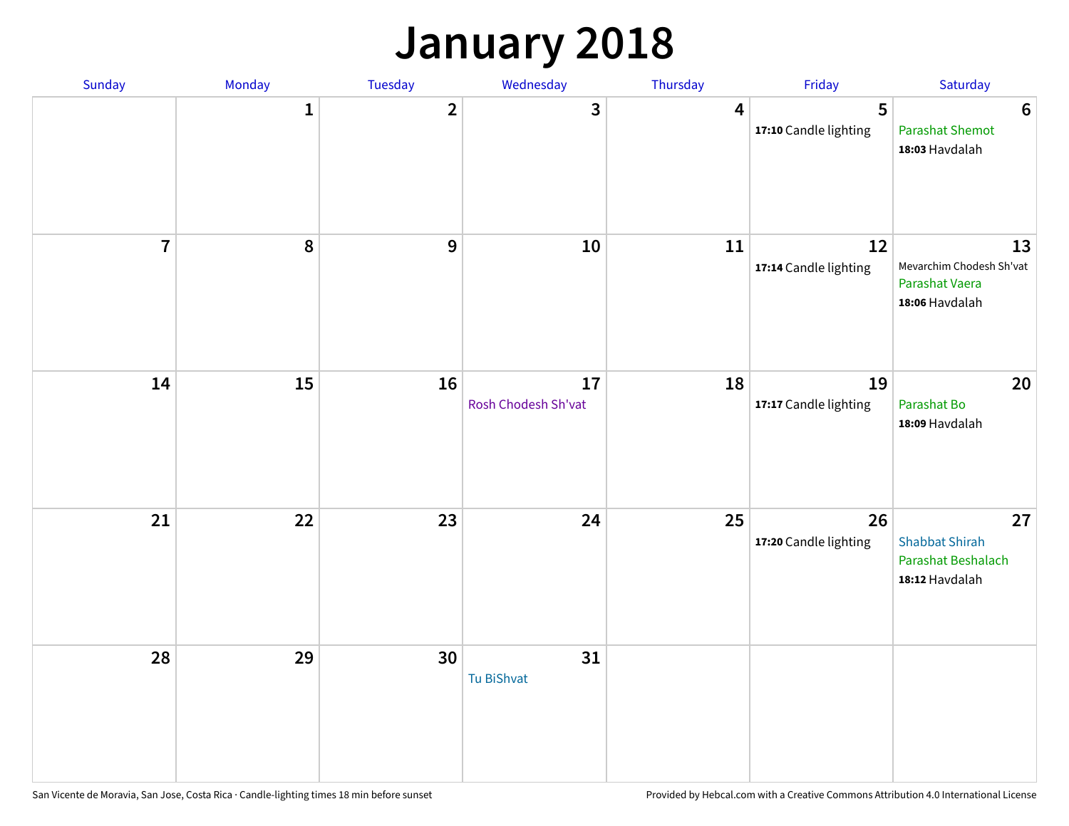# January 2018

| Sunday | Monday | Tuesday | Wednesday | Thursday | Friday | Saturday |
|---|---|---|---|---|---|---|
| | 1 | 2 | 3 | 4 | 5<br>**17:10** Candle lighting | 6<br>Parashat Shemot<br>**18:03** Havdalah |
| 7 | 8 | 9 | 10 | 11 | 12<br>**17:14** Candle lighting | 13<br>Mevarchim Chodesh Sh'vat<br>Parashat Vaera<br>**18:06** Havdalah |
| 14 | 15 | 16 | 17<br>Rosh Chodesh Sh'vat | 18 | 19<br>**17:17** Candle lighting | 20<br>Parashat Bo<br>**18:09** Havdalah |
| 21 | 22 | 23 | 24 | 25 | 26<br>**17:20** Candle lighting | 27<br>Shabbat Shirah<br>Parashat Beshalach<br>**18:12** Havdalah |
| 28 | 29 | 30 | 31<br>Tu BiShvat | | | |

San Vicente de Moravia, San Jose, Costa Rica · Candle-lighting times 18 min before sunset

Provided by Hebcal.com with a Creative Commons Attribution 4.0 International License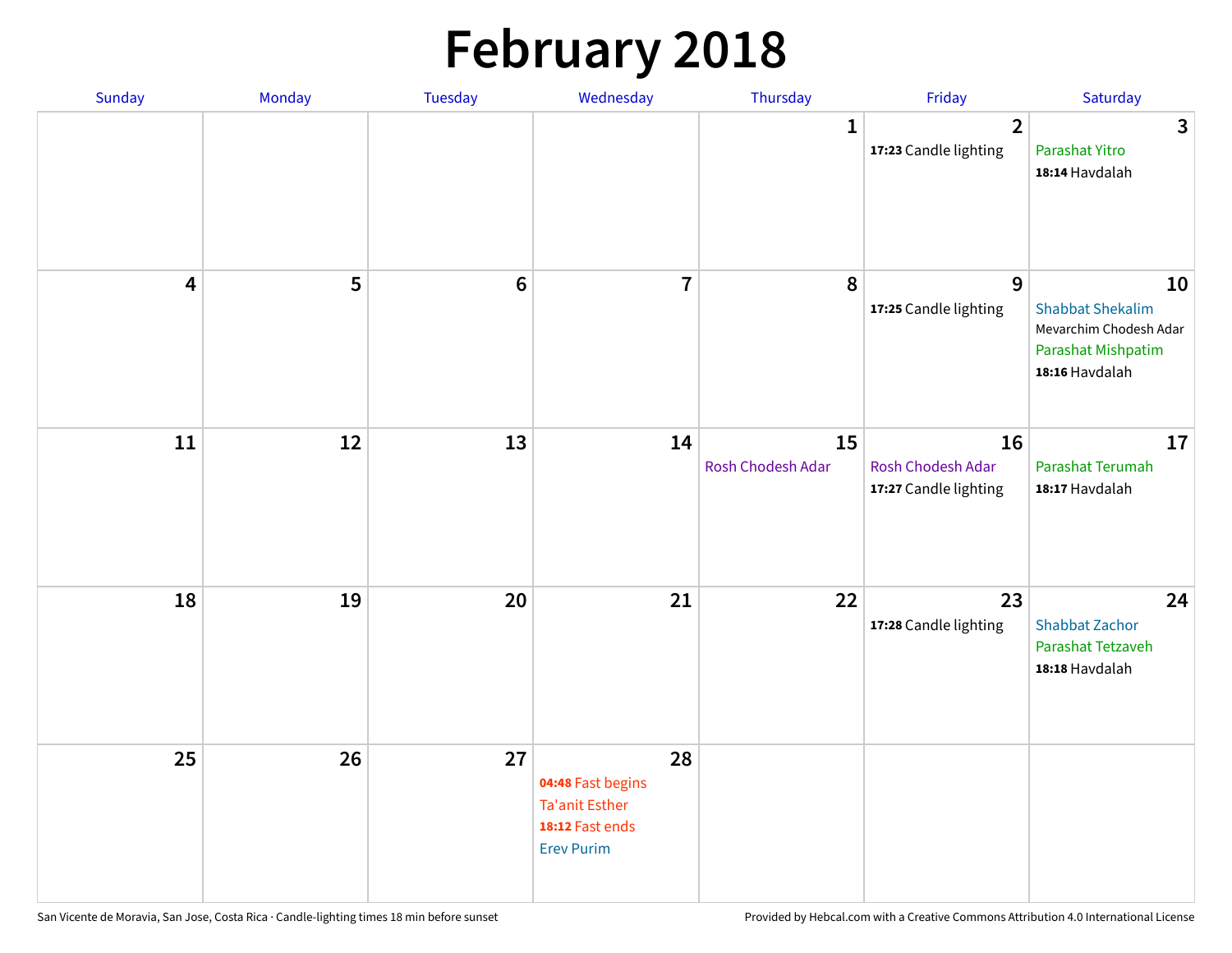# February 2018

| Sunday | Monday | Tuesday | Wednesday | Thursday | Friday | Saturday |
| --- | --- | --- | --- | --- | --- | --- |
| | | | | 1 | 2<br>**17:23** Candle lighting | 3<br>Parashat Yitro<br>**18:14** Havdalah |
| 4 | 5 | 6 | 7 | 8 | 9<br>**17:25** Candle lighting | 10<br>Shabbat Shekalim<br>Mevarchim Chodesh Adar<br>Parashat Mishpatim<br>**18:16** Havdalah |
| 11 | 12 | 13 | 14 | 15<br>Rosh Chodesh Adar | 16<br>Rosh Chodesh Adar<br>**17:27** Candle lighting | 17<br>Parashat Terumah<br>**18:17** Havdalah |
| 18 | 19 | 20 | 21 | 22 | 23<br>**17:28** Candle lighting | 24<br>Shabbat Zachor<br>Parashat Tetzaveh<br>**18:18** Havdalah |
| 25 | 26 | 27 | 28<br>**04:48** Fast begins<br>Ta'anit Esther<br>**18:12** Fast ends<br>Erev Purim | | | |

San Vicente de Moravia, San Jose, Costa Rica · Candle-lighting times 18 min before sunset

Provided by Hebcal.com with a Creative Commons Attribution 4.0 International License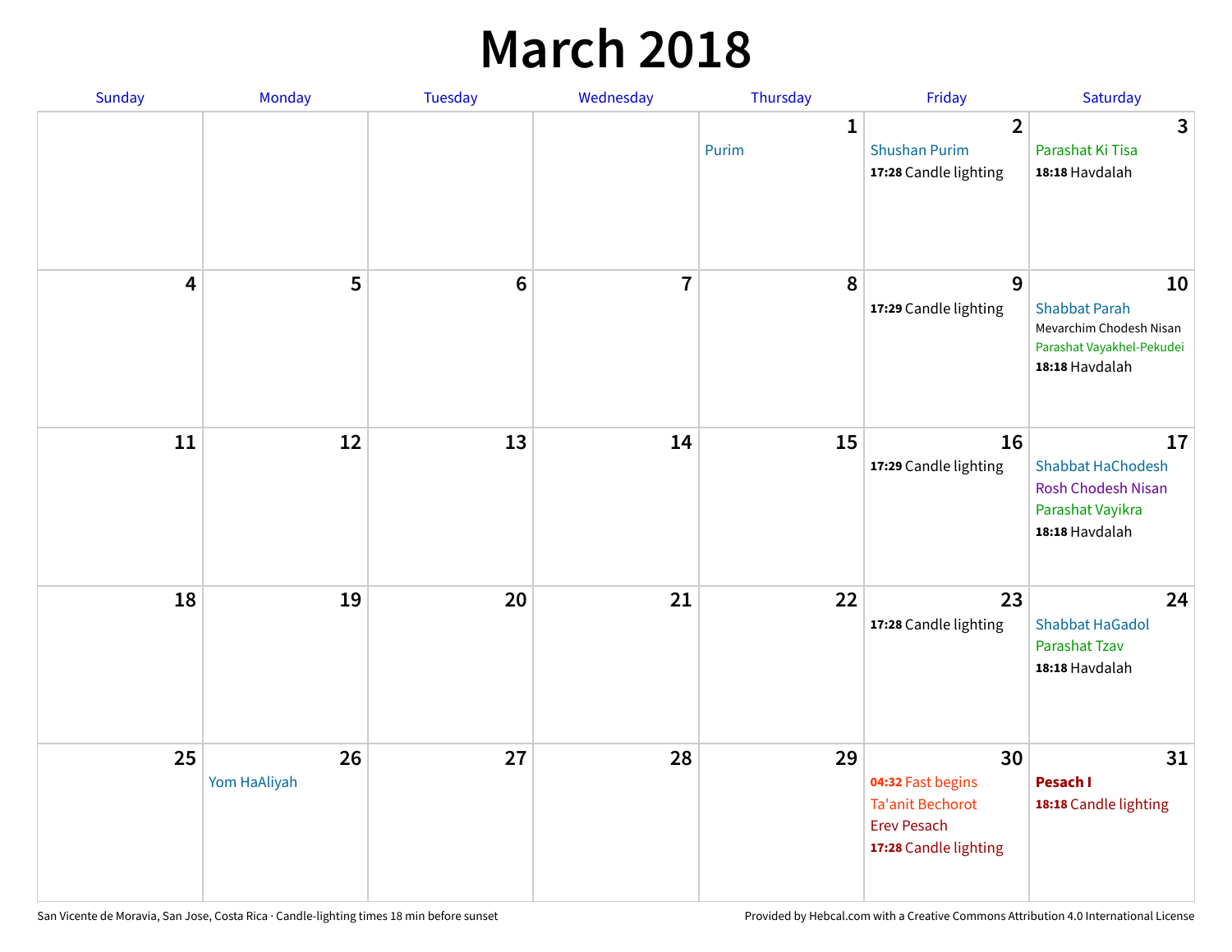# March 2018

| Sunday | Monday | Tuesday | Wednesday | Thursday | Friday | Saturday |
|---|---|---|---|---|---|---|
| | | | | 1<br>Purim | 2<br>Shushan Purim<br>**17:28** Candle lighting | 3<br>Parashat Ki Tisa<br>**18:18** Havdalah |
| 4 | 5 | 6 | 7 | 8 | 9<br>**17:29** Candle lighting | 10<br>Shabbat Parah<br>Mevarchim Chodesh Nisan<br>Parashat Vayakhel-Pekudei<br>**18:18** Havdalah |
| 11 | 12 | 13 | 14 | 15 | 16<br>**17:29** Candle lighting | 17<br>Shabbat HaChodesh<br>Rosh Chodesh Nisan<br>Parashat Vayikra<br>**18:18** Havdalah |
| 18 | 19 | 20 | 21 | 22 | 23<br>**17:28** Candle lighting | 24<br>Shabbat HaGadol<br>Parashat Tzav<br>**18:18** Havdalah |
| 25 | 26<br>Yom HaAliyah | 27 | 28 | 29 | 30<br>**04:32** Fast begins<br>Ta'anit Bechorot<br>Erev Pesach<br>**17:28** Candle lighting | 31<br>**Pesach I**<br>**18:18** Candle lighting |

San Vicente de Moravia, San Jose, Costa Rica · Candle-lighting times 18 min before sunset

Provided by Hebcal.com with a Creative Commons Attribution 4.0 International License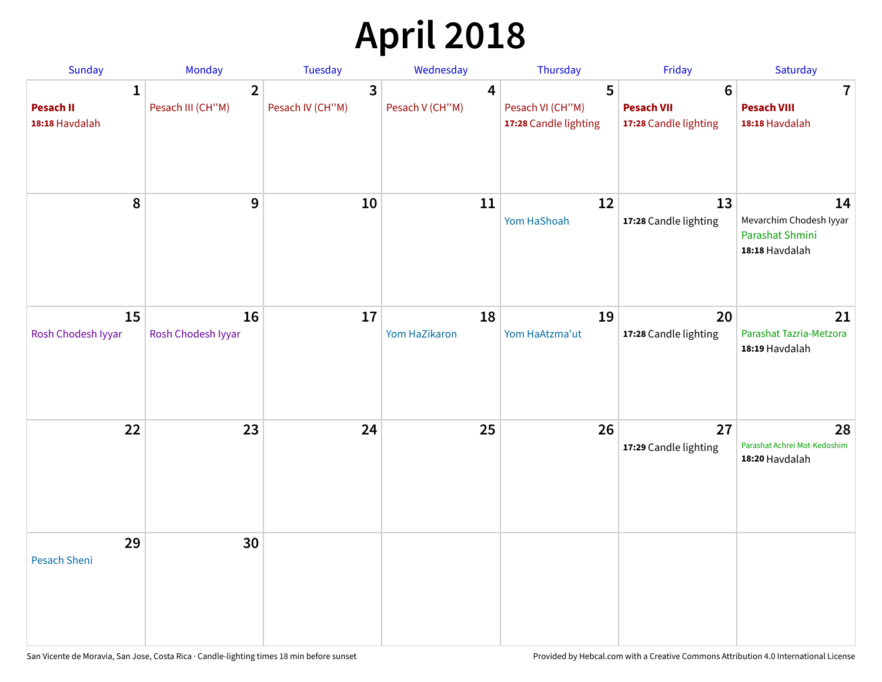# April 2018

| Sunday | Monday | Tuesday | Wednesday | Thursday | Friday | Saturday |
|---|---|---|---|---|---|---|
| 1<br>**Pesach II**<br>**18:18** Havdalah | 2<br>Pesach III (CH''M) | 3<br>Pesach IV (CH''M) | 4<br>Pesach V (CH''M) | 5<br>Pesach VI (CH''M)<br>**17:28** Candle lighting | 6<br>**Pesach VII**<br>**17:28** Candle lighting | 7<br>**Pesach VIII**<br>**18:18** Havdalah |
| 8 | 9 | 10 | 11 | 12<br>Yom HaShoah | 13<br>**17:28** Candle lighting | 14<br>Mevarchim Chodesh Iyyar<br>Parashat Shmini<br>**18:18** Havdalah |
| 15<br>Rosh Chodesh Iyyar | 16<br>Rosh Chodesh Iyyar | 17 | 18<br>Yom HaZikaron | 19<br>Yom HaAtzma'ut | 20<br>**17:28** Candle lighting | 21<br>Parashat Tazria-Metzora<br>**18:19** Havdalah |
| 22 | 23 | 24 | 25 | 26 | 27<br>**17:29** Candle lighting | 28<br>Parashat Achrei Mot-Kedoshim<br>**18:20** Havdalah |
| 29<br>Pesach Sheni | 30 | | | | | |

San Vicente de Moravia, San Jose, Costa Rica · Candle-lighting times 18 min before sunset

Provided by Hebcal.com with a Creative Commons Attribution 4.0 International License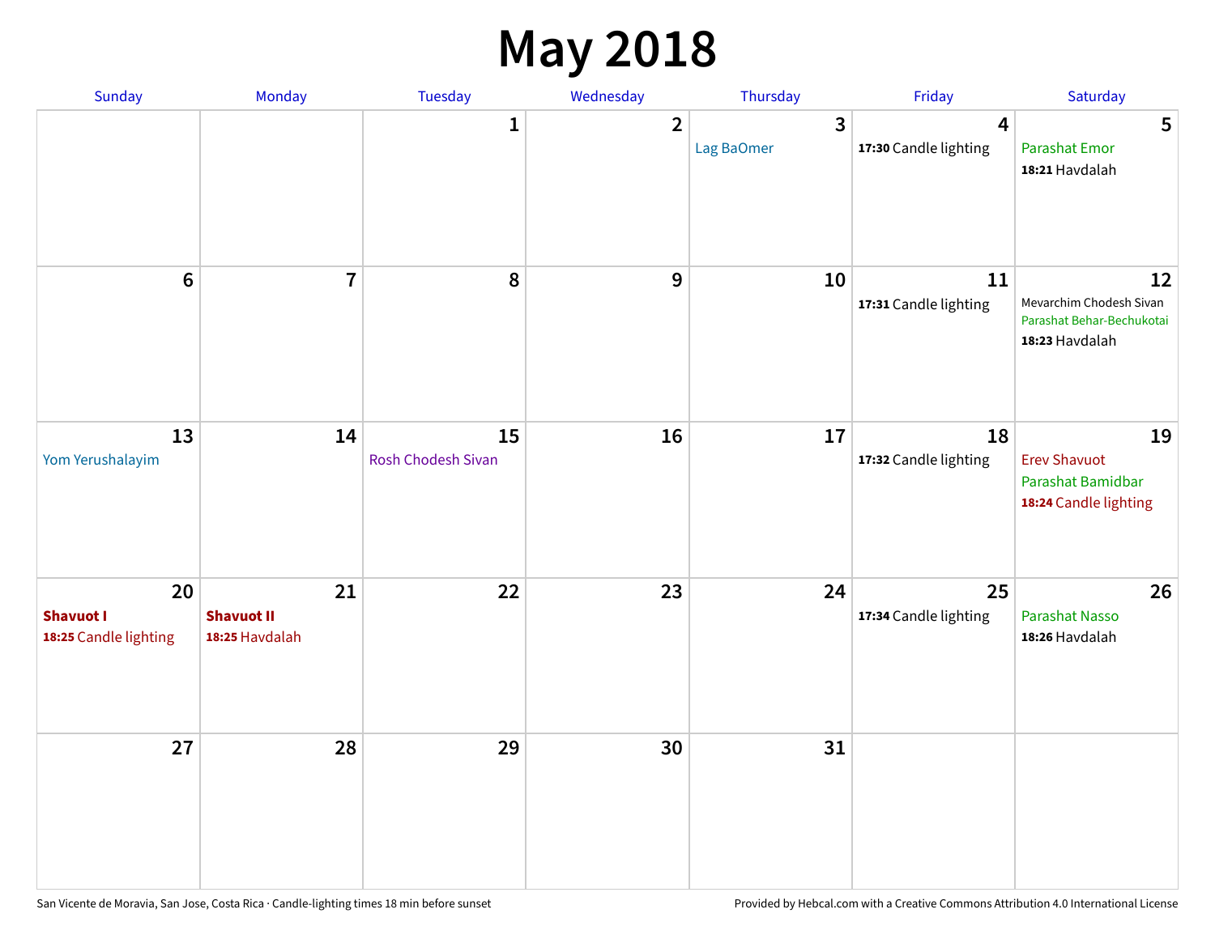# May 2018

| Sunday | Monday | Tuesday | Wednesday | Thursday | Friday | Saturday |
|---|---|---|---|---|---|---|
| | | 1 | 2 | 3<br>Lag BaOmer | 4<br>**17:30** Candle lighting | 5<br>Parashat Emor<br>**18:21** Havdalah |
| 6 | 7 | 8 | 9 | 10 | 11<br>**17:31** Candle lighting | 12<br>Mevarchim Chodesh Sivan<br>Parashat Behar-Bechukotai<br>**18:23** Havdalah |
| 13<br>Yom Yerushalayim | 14 | 15<br>Rosh Chodesh Sivan | 16 | 17 | 18<br>**17:32** Candle lighting | 19<br>Erev Shavuot<br>Parashat Bamidbar<br>**18:24** Candle lighting |
| 20<br>**Shavuot I**<br>**18:25** Candle lighting | 21<br>**Shavuot II**<br>**18:25** Havdalah | 22 | 23 | 24 | 25<br>**17:34** Candle lighting | 26<br>Parashat Nasso<br>**18:26** Havdalah |
| 27 | 28 | 29 | 30 | 31 | | |

San Vicente de Moravia, San Jose, Costa Rica · Candle-lighting times 18 min before sunset

Provided by Hebcal.com with a Creative Commons Attribution 4.0 International License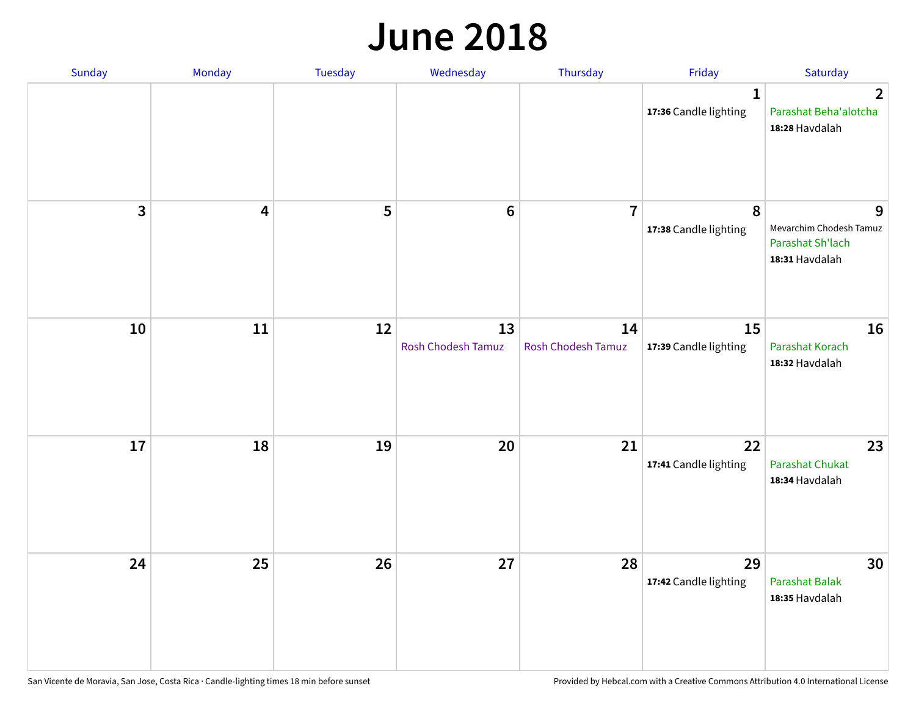# June 2018

| Sunday | Monday | Tuesday | Wednesday | Thursday | Friday | Saturday |
|---|---|---|---|---|---|---|
| | | | | | 1<br>**17:36** Candle lighting | 2<br>Parashat Beha'alotcha<br>**18:28** Havdalah |
| 3 | 4 | 5 | 6 | 7 | 8<br>**17:38** Candle lighting | 9<br>Mevarchim Chodesh Tamuz<br>Parashat Sh'lach<br>**18:31** Havdalah |
| 10 | 11 | 12 | 13<br>Rosh Chodesh Tamuz | 14<br>Rosh Chodesh Tamuz | 15<br>**17:39** Candle lighting | 16<br>Parashat Korach<br>**18:32** Havdalah |
| 17 | 18 | 19 | 20 | 21 | 22<br>**17:41** Candle lighting | 23<br>Parashat Chukat<br>**18:34** Havdalah |
| 24 | 25 | 26 | 27 | 28 | 29<br>**17:42** Candle lighting | 30<br>Parashat Balak<br>**18:35** Havdalah |

San Vicente de Moravia, San Jose, Costa Rica · Candle-lighting times 18 min before sunset

Provided by Hebcal.com with a Creative Commons Attribution 4.0 International License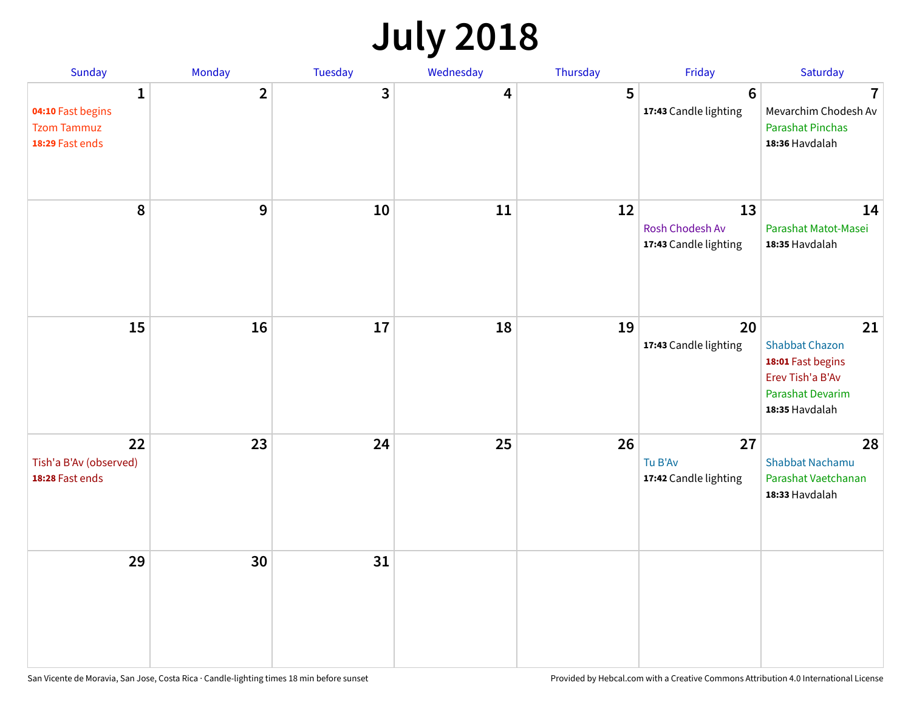# July 2018

| Sunday | Monday | Tuesday | Wednesday | Thursday | Friday | Saturday |
|---|---|---|---|---|---|---|
| **1**<br>**04:10** Fast begins<br>Tzom Tammuz<br>**18:29** Fast ends | **2** | **3** | **4** | **5** | **6**<br>**17:43** Candle lighting | **7**<br>Mevarchim Chodesh Av<br>Parashat Pinchas<br>**18:36** Havdalah |
| **8** | **9** | **10** | **11** | **12** | **13**<br>Rosh Chodesh Av<br>**17:43** Candle lighting | **14**<br>Parashat Matot-Masei<br>**18:35** Havdalah |
| **15** | **16** | **17** | **18** | **19** | **20**<br>**17:43** Candle lighting | **21**<br>Shabbat Chazon<br>**18:01** Fast begins<br>Erev Tish'a B'Av<br>Parashat Devarim<br>**18:35** Havdalah |
| **22**<br>Tish'a B'Av (observed)<br>**18:28** Fast ends | **23** | **24** | **25** | **26** | **27**<br>Tu B'Av<br>**17:42** Candle lighting | **28**<br>Shabbat Nachamu<br>Parashat Vaetchanan<br>**18:33** Havdalah |
| **29** | **30** | **31** | | | | |

San Vicente de Moravia, San Jose, Costa Rica · Candle-lighting times 18 min before sunset

Provided by Hebcal.com with a Creative Commons Attribution 4.0 International License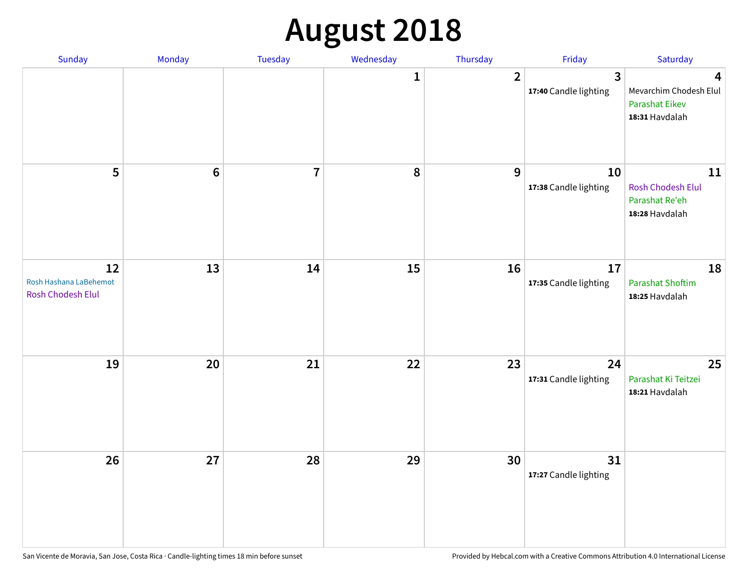# August 2018

| Sunday | Monday | Tuesday | Wednesday | Thursday | Friday | Saturday |
|---|---|---|---|---|---|---|
| | | | 1 | 2 | 3<br>**17:40** Candle lighting | 4<br>Mevarchim Chodesh Elul<br>Parashat Eikev<br>**18:31** Havdalah |
| 5 | 6 | 7 | 8 | 9 | 10<br>**17:38** Candle lighting | 11<br>Rosh Chodesh Elul<br>Parashat Re'eh<br>**18:28** Havdalah |
| 12<br>Rosh Hashana LaBehemot<br>Rosh Chodesh Elul | 13 | 14 | 15 | 16 | 17<br>**17:35** Candle lighting | 18<br>Parashat Shoftim<br>**18:25** Havdalah |
| 19 | 20 | 21 | 22 | 23 | 24<br>**17:31** Candle lighting | 25<br>Parashat Ki Teitzei<br>**18:21** Havdalah |
| 26 | 27 | 28 | 29 | 30 | 31<br>**17:27** Candle lighting | |

San Vicente de Moravia, San Jose, Costa Rica · Candle-lighting times 18 min before sunset

Provided by Hebcal.com with a Creative Commons Attribution 4.0 International License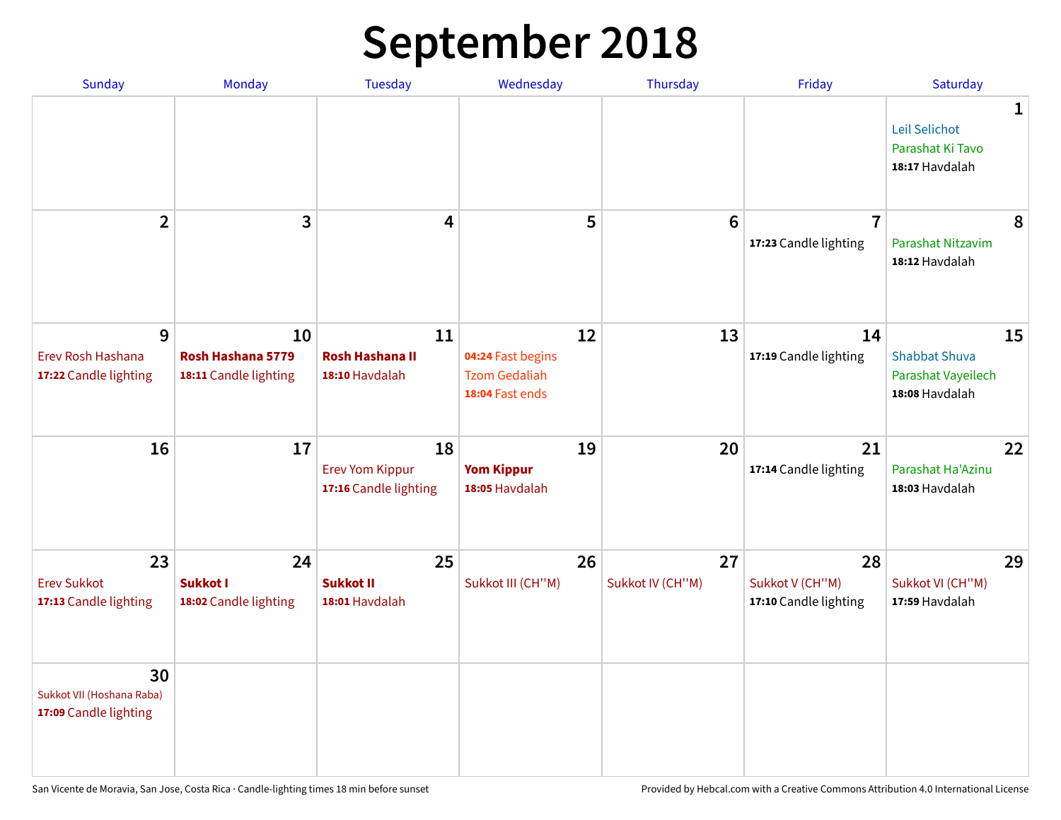# September 2018

| Sunday | Monday | Tuesday | Wednesday | Thursday | Friday | Saturday |
|---|---|---|---|---|---|---|
| | | | | | | **1** Leil Selichot Parashat Ki Tavo **18:17** Havdalah |
| **2** | **3** | **4** | **5** | **6** | **7** **17:23** Candle lighting | **8** Parashat Nitzavim **18:12** Havdalah |
| **9** Erev Rosh Hashana **17:22** Candle lighting | **10** **Rosh Hashana 5779** **18:11** Candle lighting | **11** **Rosh Hashana II** **18:10** Havdalah | **12** **04:24** Fast begins Tzom Gedaliah **18:04** Fast ends | **13** | **14** **17:19** Candle lighting | **15** Shabbat Shuva Parashat Vayeilech **18:08** Havdalah |
| **16** | **17** | **18** Erev Yom Kippur **17:16** Candle lighting | **19** **Yom Kippur** **18:05** Havdalah | **20** | **21** **17:14** Candle lighting | **22** Parashat Ha'Azinu **18:03** Havdalah |
| **23** Erev Sukkot **17:13** Candle lighting | **24** **Sukkot I** **18:02** Candle lighting | **25** **Sukkot II** **18:01** Havdalah | **26** Sukkot III (CH''M) | **27** Sukkot IV (CH''M) | **28** Sukkot V (CH''M) **17:10** Candle lighting | **29** Sukkot VI (CH''M) **17:59** Havdalah |
| **30** Sukkot VII (Hoshana Raba) **17:09** Candle lighting | | | | | | |

San Vicente de Moravia, San Jose, Costa Rica · Candle-lighting times 18 min before sunset

Provided by Hebcal.com with a Creative Commons Attribution 4.0 International License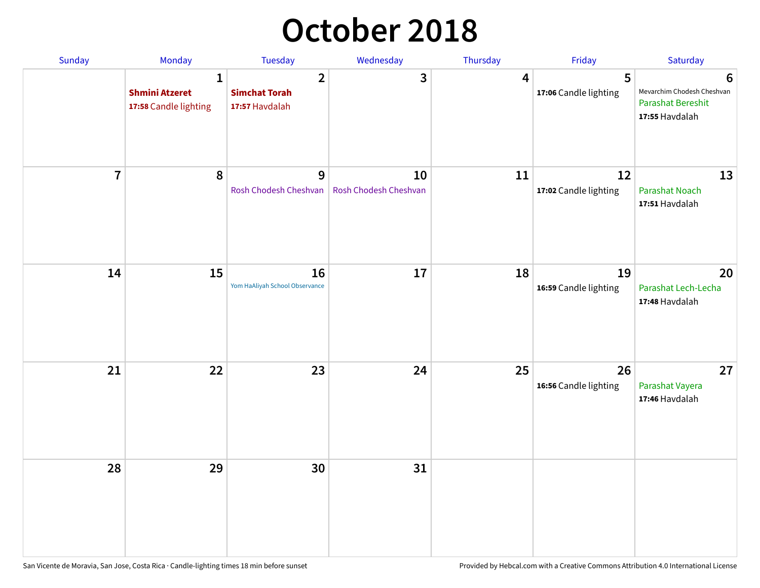# October 2018

| Sunday | Monday | Tuesday | Wednesday | Thursday | Friday | Saturday |
|---|---|---|---|---|---|---|
| | **1** **Shmini Atzeret** **17:58** Candle lighting | **2** **Simchat Torah** **17:57** Havdalah | **3** | **4** | **5** **17:06** Candle lighting | **6** Mevarchim Chodesh Cheshvan Parashat Bereshit **17:55** Havdalah |
| **7** | **8** | **9** Rosh Chodesh Cheshvan | **10** Rosh Chodesh Cheshvan | **11** | **12** **17:02** Candle lighting | **13** Parashat Noach **17:51** Havdalah |
| **14** | **15** | **16** Yom HaAliyah School Observance | **17** | **18** | **19** **16:59** Candle lighting | **20** Parashat Lech-Lecha **17:48** Havdalah |
| **21** | **22** | **23** | **24** | **25** | **26** **16:56** Candle lighting | **27** Parashat Vayera **17:46** Havdalah |
| **28** | **29** | **30** | **31** | | | |

San Vicente de Moravia, San Jose, Costa Rica · Candle-lighting times 18 min before sunset

Provided by Hebcal.com with a Creative Commons Attribution 4.0 International License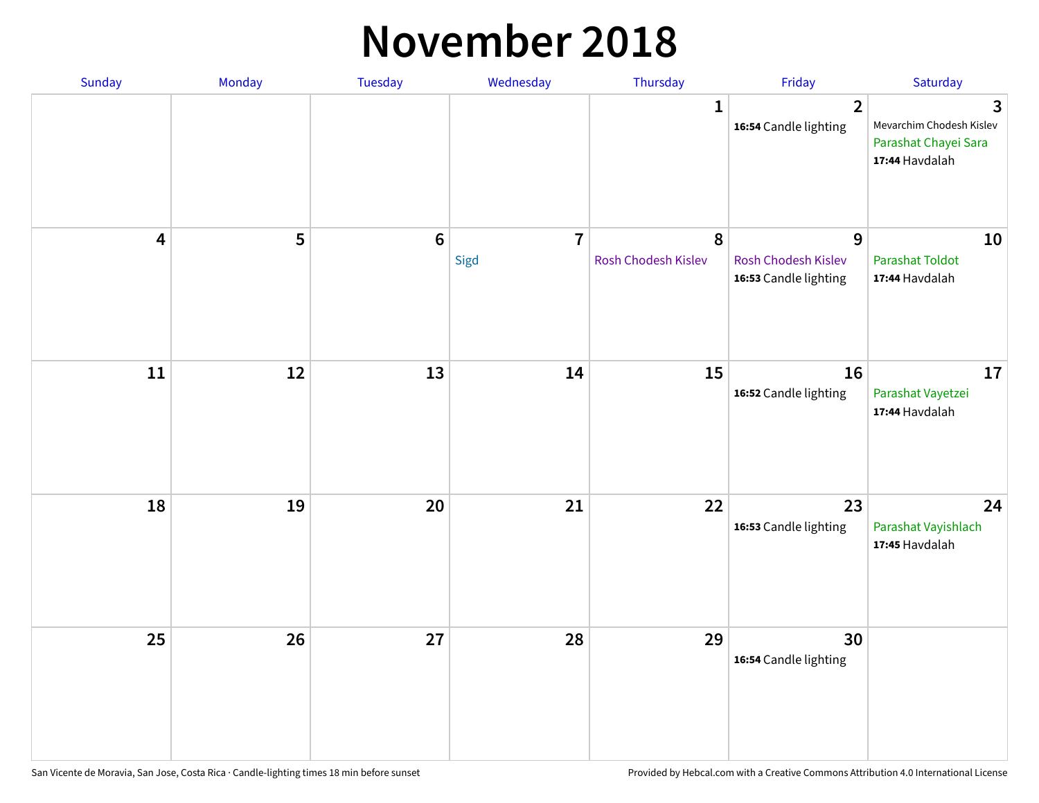# November 2018

| Sunday | Monday | Tuesday | Wednesday | Thursday | Friday | Saturday |
|---|---|---|---|---|---|---|
| | | | | 1 | 2<br>**16:54** Candle lighting | 3<br>Mevarchim Chodesh Kislev<br>Parashat Chayei Sara<br>**17:44** Havdalah |
| 4 | 5 | 6 | 7<br>Sigd | 8<br>Rosh Chodesh Kislev | 9<br>Rosh Chodesh Kislev<br>**16:53** Candle lighting | 10<br>Parashat Toldot<br>**17:44** Havdalah |
| 11 | 12 | 13 | 14 | 15 | 16<br>**16:52** Candle lighting | 17<br>Parashat Vayetzei<br>**17:44** Havdalah |
| 18 | 19 | 20 | 21 | 22 | 23<br>**16:53** Candle lighting | 24<br>Parashat Vayishlach<br>**17:45** Havdalah |
| 25 | 26 | 27 | 28 | 29 | 30<br>**16:54** Candle lighting | |

San Vicente de Moravia, San Jose, Costa Rica · Candle-lighting times 18 min before sunset

Provided by Hebcal.com with a Creative Commons Attribution 4.0 International License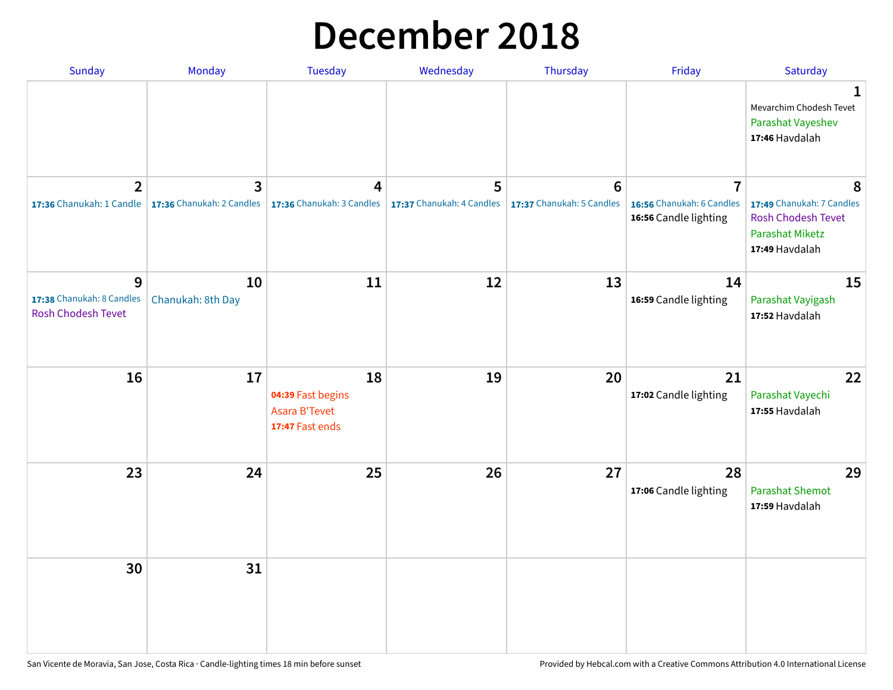# December 2018

| Sunday | Monday | Tuesday | Wednesday | Thursday | Friday | Saturday |
|---|---|---|---|---|---|---|
| | | | | | | **1** Mevarchim Chodesh Tevet Parashat Vayeshev **17:46** Havdalah |
| **2** **17:36** Chanukah: 1 Candle | **3** **17:36** Chanukah: 2 Candles | **4** **17:36** Chanukah: 3 Candles | **5** **17:37** Chanukah: 4 Candles | **6** **17:37** Chanukah: 5 Candles | **7** **16:56** Chanukah: 6 Candles **16:56** Candle lighting | **8** **17:49** Chanukah: 7 Candles Rosh Chodesh Tevet Parashat Miketz **17:49** Havdalah |
| **9** **17:38** Chanukah: 8 Candles Rosh Chodesh Tevet | **10** Chanukah: 8th Day | **11** | **12** | **13** | **14** **16:59** Candle lighting | **15** Parashat Vayigash **17:52** Havdalah |
| **16** | **17** | **18** **04:39** Fast begins Asara B'Tevet **17:47** Fast ends | **19** | **20** | **21** **17:02** Candle lighting | **22** Parashat Vayechi **17:55** Havdalah |
| **23** | **24** | **25** | **26** | **27** | **28** **17:06** Candle lighting | **29** Parashat Shemot **17:59** Havdalah |
| **30** | **31** | | | | | |

San Vicente de Moravia, San Jose, Costa Rica · Candle-lighting times 18 min before sunset

Provided by Hebcal.com with a Creative Commons Attribution 4.0 International License